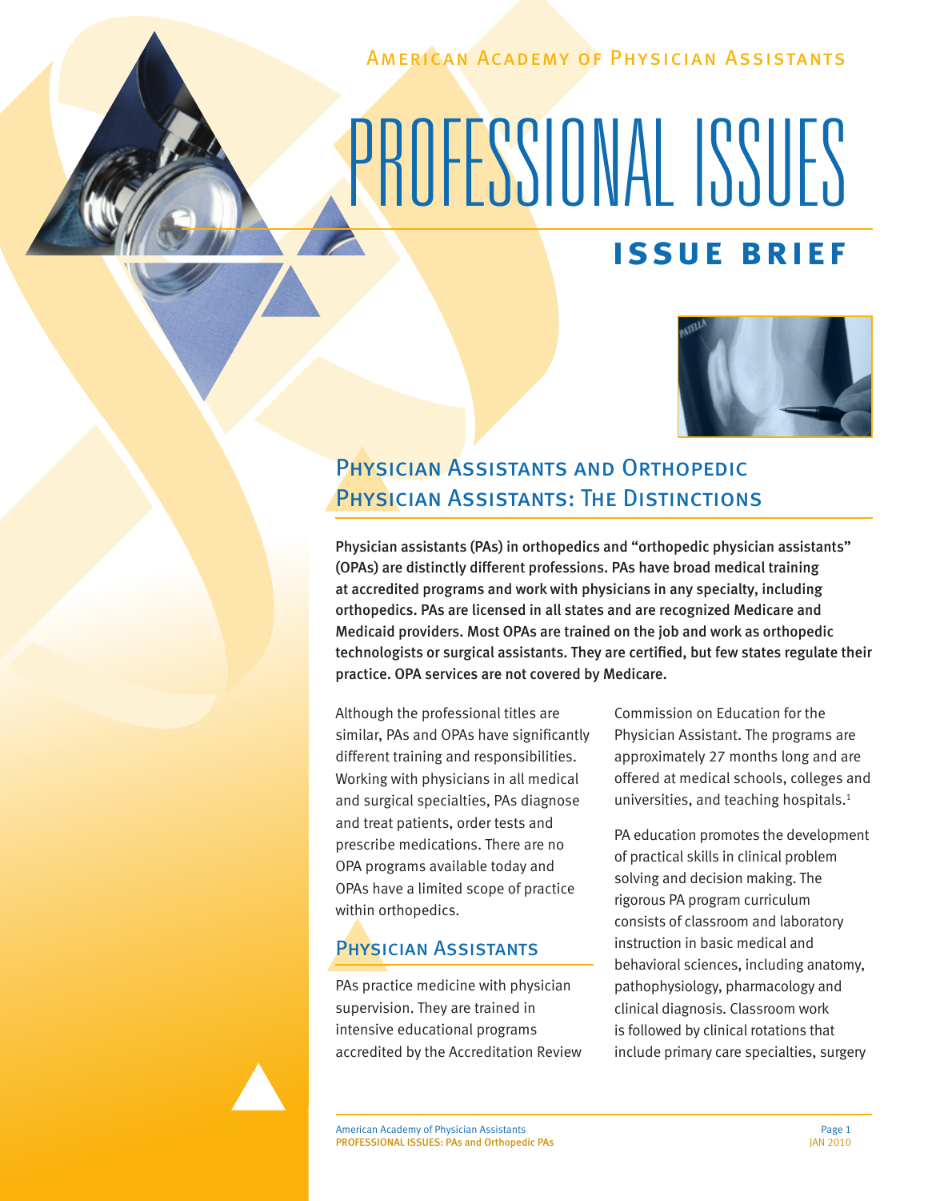American Academy of Physician Assistants

# PROFESSIONAL ISSUES

## ISSUE BRIEF

## Physician Assistants and Orthopedic Physician Assistants: The Distinctions

**Physician assistants (PAs) in orthopedics and "orthopedic physician assistants" (OPAs) are distinctly different professions. PAs have broad medical training at accredited programs and work with physicians in any specialty, including orthopedics. PAs are licensed in all states and are recognized Medicare and Medicaid providers. Most OPAs are trained on the job and work as orthopedic technologists or surgical assistants. They are certified, but few states regulate their practice. OPA services are not covered by Medicare.**

Although the professional titles are similar, PAs and OPAs have significantly different training and responsibilities. Working with physicians in all medical and surgical specialties, PAs diagnose and treat patients, order tests and prescribe medications. There are no OPA programs available today and OPAs have a limited scope of practice within orthopedics.

### Physician Assistants

PAs practice medicine with physician supervision. They are trained in intensive educational programs accredited by the Accreditation Review Commission on Education for the Physician Assistant. The programs are approximately 27 months long and are offered at medical schools, colleges and universities, and teaching hospitals.[1]

PA education promotes the development of practical skills in clinical problem solving and decision making. The rigorous PA program curriculum consists of classroom and laboratory instruction in basic medical and behavioral sciences, including anatomy, pathophysiology, pharmacology and clinical diagnosis. Classroom work is followed by clinical rotations that include primary care specialties, surgery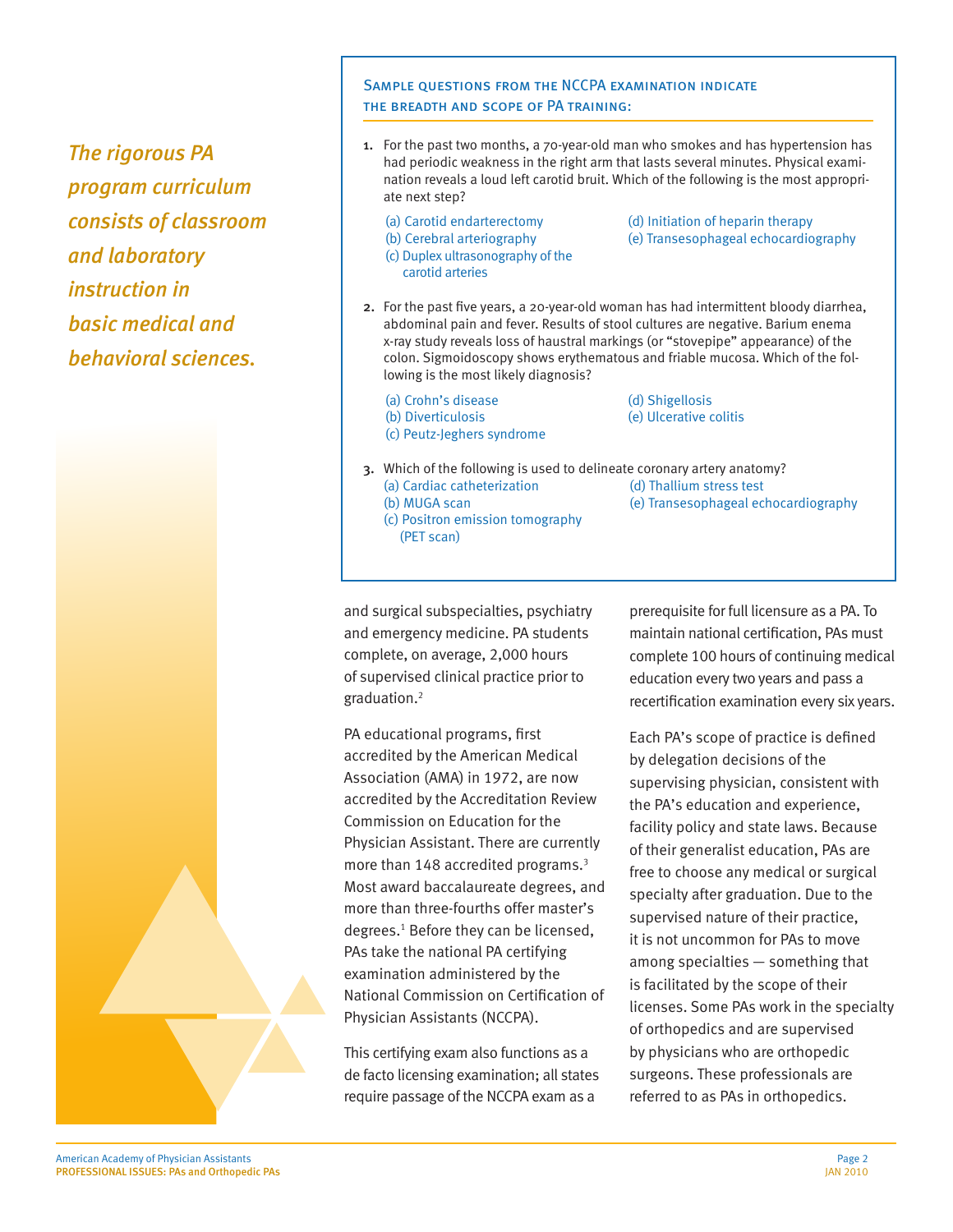*The rigorous PA program curriculum consists of classroom and laboratory instruction in basic medical and behavioral sciences.*

### Sample questions from the NCCPA examination indicate the breadth and scope of PA training:

1. For the past two months, a 70-year-old man who smokes and has hypertension has had periodic weakness in the right arm that lasts several minutes. Physical examination reveals a loud left carotid bruit. Which of the following is the most appropriate next step?

   (a) Carotid endarterectomy
   (b) Cerebral arteriography
   (c) Duplex ultrasonography of the carotid arteries
   (d) Initiation of heparin therapy
   (e) Transesophageal echocardiography

2. For the past five years, a 20-year-old woman has had intermittent bloody diarrhea, abdominal pain and fever. Results of stool cultures are negative. Barium enema x-ray study reveals loss of haustral markings (or "stovepipe" appearance) of the colon. Sigmoidoscopy shows erythematous and friable mucosa. Which of the following is the most likely diagnosis?

   (a) Crohn's disease
   (b) Diverticulosis
   (c) Peutz-Jeghers syndrome
   (d) Shigellosis
   (e) Ulcerative colitis

3. Which of the following is used to delineate coronary artery anatomy?

   (a) Cardiac catheterization
   (b) MUGA scan
   (c) Positron emission tomography (PET scan)
   (d) Thallium stress test
   (e) Transesophageal echocardiography

and surgical subspecialties, psychiatry and emergency medicine. PA students complete, on average, 2,000 hours of supervised clinical practice prior to graduation.[2]

PA educational programs, first accredited by the American Medical Association (AMA) in 1972, are now accredited by the Accreditation Review Commission on Education for the Physician Assistant. There are currently more than 148 accredited programs.[3] Most award baccalaureate degrees, and more than three-fourths offer master's degrees.[1] Before they can be licensed, PAs take the national PA certifying examination administered by the National Commission on Certification of Physician Assistants (NCCPA).

This certifying exam also functions as a de facto licensing examination; all states require passage of the NCCPA exam as a prerequisite for full licensure as a PA. To maintain national certification, PAs must complete 100 hours of continuing medical education every two years and pass a recertification examination every six years.

Each PA's scope of practice is defined by delegation decisions of the supervising physician, consistent with the PA's education and experience, facility policy and state laws. Because of their generalist education, PAs are free to choose any medical or surgical specialty after graduation. Due to the supervised nature of their practice, it is not uncommon for PAs to move among specialties — something that is facilitated by the scope of their licenses. Some PAs work in the specialty of orthopedics and are supervised by physicians who are orthopedic surgeons. These professionals are referred to as PAs in orthopedics.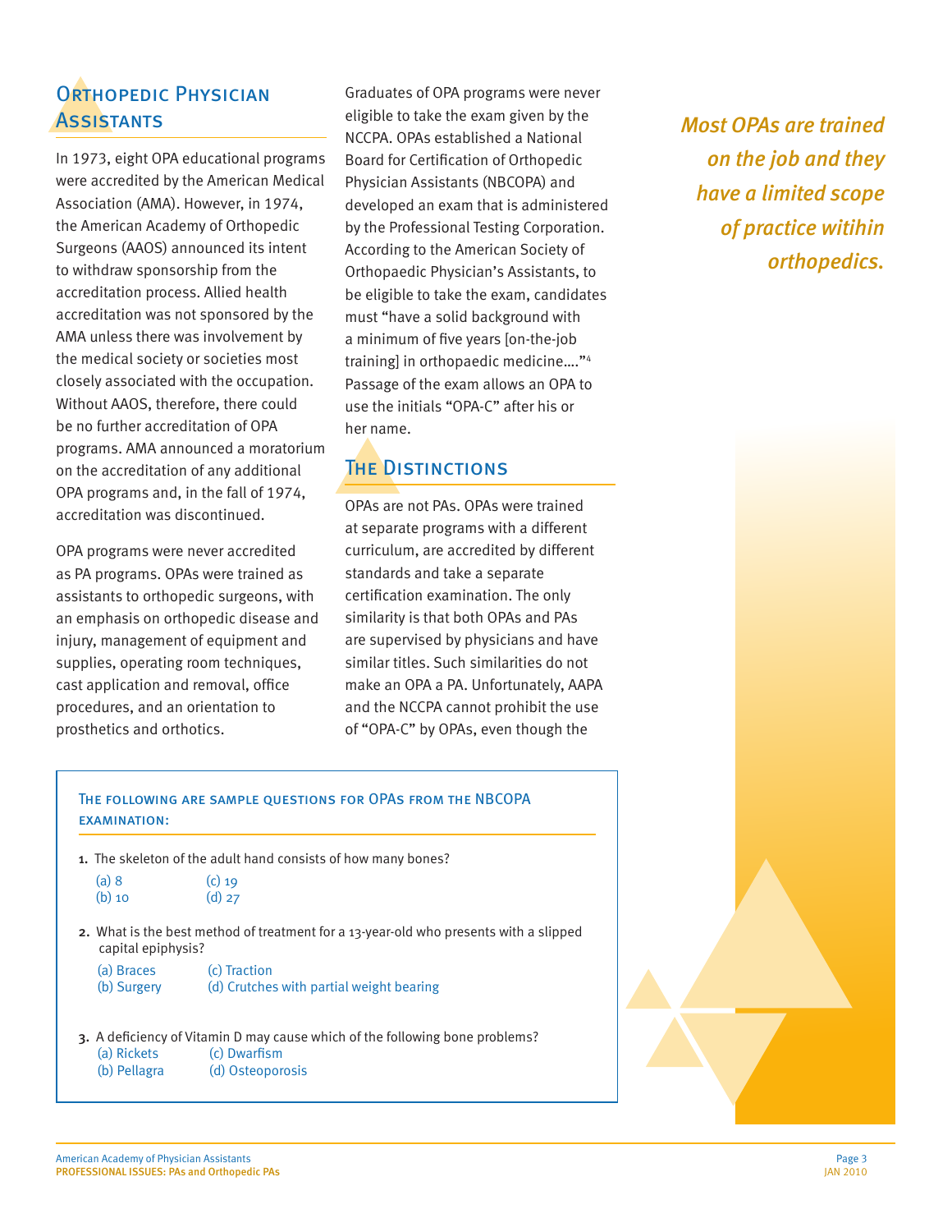## Orthopedic Physician Assistants

In 1973, eight OPA educational programs were accredited by the American Medical Association (AMA). However, in 1974, the American Academy of Orthopedic Surgeons (AAOS) announced its intent to withdraw sponsorship from the accreditation process. Allied health accreditation was not sponsored by the AMA unless there was involvement by the medical society or societies most closely associated with the occupation. Without AAOS, therefore, there could be no further accreditation of OPA programs. AMA announced a moratorium on the accreditation of any additional OPA programs and, in the fall of 1974, accreditation was discontinued.

OPA programs were never accredited as PA programs. OPAs were trained as assistants to orthopedic surgeons, with an emphasis on orthopedic disease and injury, management of equipment and supplies, operating room techniques, cast application and removal, office procedures, and an orientation to prosthetics and orthotics.

Graduates of OPA programs were never eligible to take the exam given by the NCCPA. OPAs established a National Board for Certification of Orthopedic Physician Assistants (NBCOPA) and developed an exam that is administered by the Professional Testing Corporation. According to the American Society of Orthopaedic Physician's Assistants, to be eligible to take the exam, candidates must "have a solid background with a minimum of five years [on-the-job training] in orthopaedic medicine…."[4] Passage of the exam allows an OPA to use the initials "OPA-C" after his or her name.

*Most OPAs are trained on the job and they have a limited scope of practice witihin orthopedics.*

## The Distinctions

OPAs are not PAs. OPAs were trained at separate programs with a different curriculum, are accredited by different standards and take a separate certification examination. The only similarity is that both OPAs and PAs are supervised by physicians and have similar titles. Such similarities do not make an OPA a PA. Unfortunately, AAPA and the NCCPA cannot prohibit the use of "OPA-C" by OPAs, even though the

### The following are sample questions for OPAs from the NBCOPA examination:

1. The skeleton of the adult hand consists of how many bones?
   (a) 8
   (b) 10
   (c) 19
   (d) 27

2. What is the best method of treatment for a 13-year-old who presents with a slipped capital epiphysis?
   (a) Braces
   (b) Surgery
   (c) Traction
   (d) Crutches with partial weight bearing

3. A deficiency of Vitamin D may cause which of the following bone problems?
   (a) Rickets
   (b) Pellagra
   (c) Dwarfism
   (d) Osteoporosis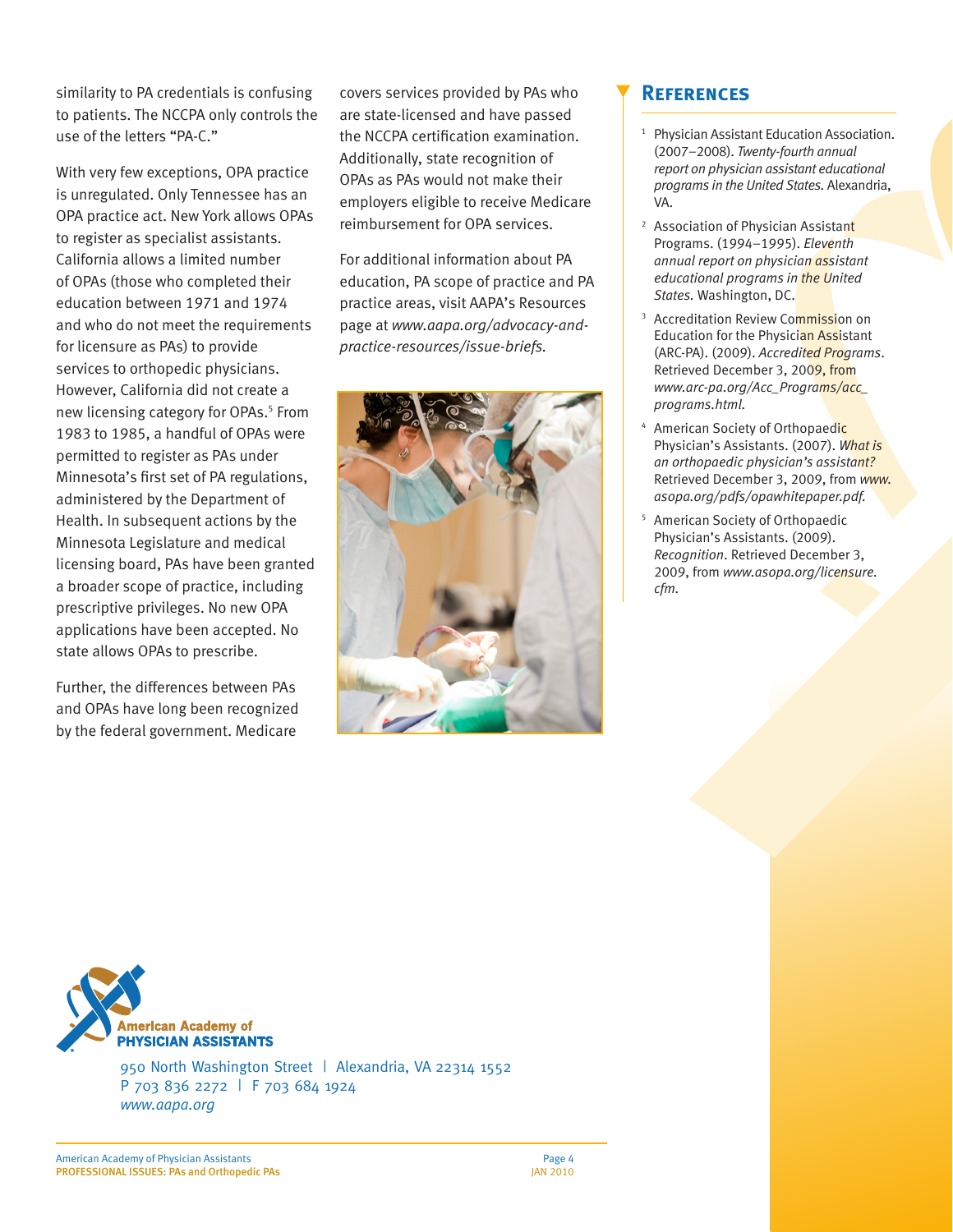similarity to PA credentials is confusing to patients. The NCCPA only controls the use of the letters "PA-C."

With very few exceptions, OPA practice is unregulated. Only Tennessee has an OPA practice act. New York allows OPAs to register as specialist assistants. California allows a limited number of OPAs (those who completed their education between 1971 and 1974 and who do not meet the requirements for licensure as PAs) to provide services to orthopedic physicians. However, California did not create a new licensing category for OPAs.[5] From 1983 to 1985, a handful of OPAs were permitted to register as PAs under Minnesota's first set of PA regulations, administered by the Department of Health. In subsequent actions by the Minnesota Legislature and medical licensing board, PAs have been granted a broader scope of practice, including prescriptive privileges. No new OPA applications have been accepted. No state allows OPAs to prescribe.

Further, the differences between PAs and OPAs have long been recognized by the federal government. Medicare covers services provided by PAs who are state-licensed and have passed the NCCPA certification examination. Additionally, state recognition of OPAs as PAs would not make their employers eligible to receive Medicare reimbursement for OPA services.

For additional information about PA education, PA scope of practice and PA practice areas, visit AAPA's Resources page at *www.aapa.org/advocacy-and-practice-resources/issue-briefs*.

## References

1. Physician Assistant Education Association. (2007–2008). *Twenty-fourth annual report on physician assistant educational programs in the United States*. Alexandria, VA.
2. Association of Physician Assistant Programs. (1994–1995). *Eleventh annual report on physician assistant educational programs in the United States*. Washington, DC.
3. Accreditation Review Commission on Education for the Physician Assistant (ARC-PA). (2009). *Accredited Programs*. Retrieved December 3, 2009, from *www.arc-pa.org/Acc_Programs/acc_programs.html*.
4. American Society of Orthopaedic Physician's Assistants. (2007). *What is an orthopaedic physician's assistant?* Retrieved December 3, 2009, from *www.asopa.org/pdfs/opawhitepaper.pdf*.
5. American Society of Orthopaedic Physician's Assistants. (2009). *Recognition*. Retrieved December 3, 2009, from *www.asopa.org/licensure.cfm*.

**American Academy of PHYSICIAN ASSISTANTS**

950 North Washington Street | Alexandria, VA 22314 1552
P 703 836 2272 | F 703 684 1924
*www.aapa.org*